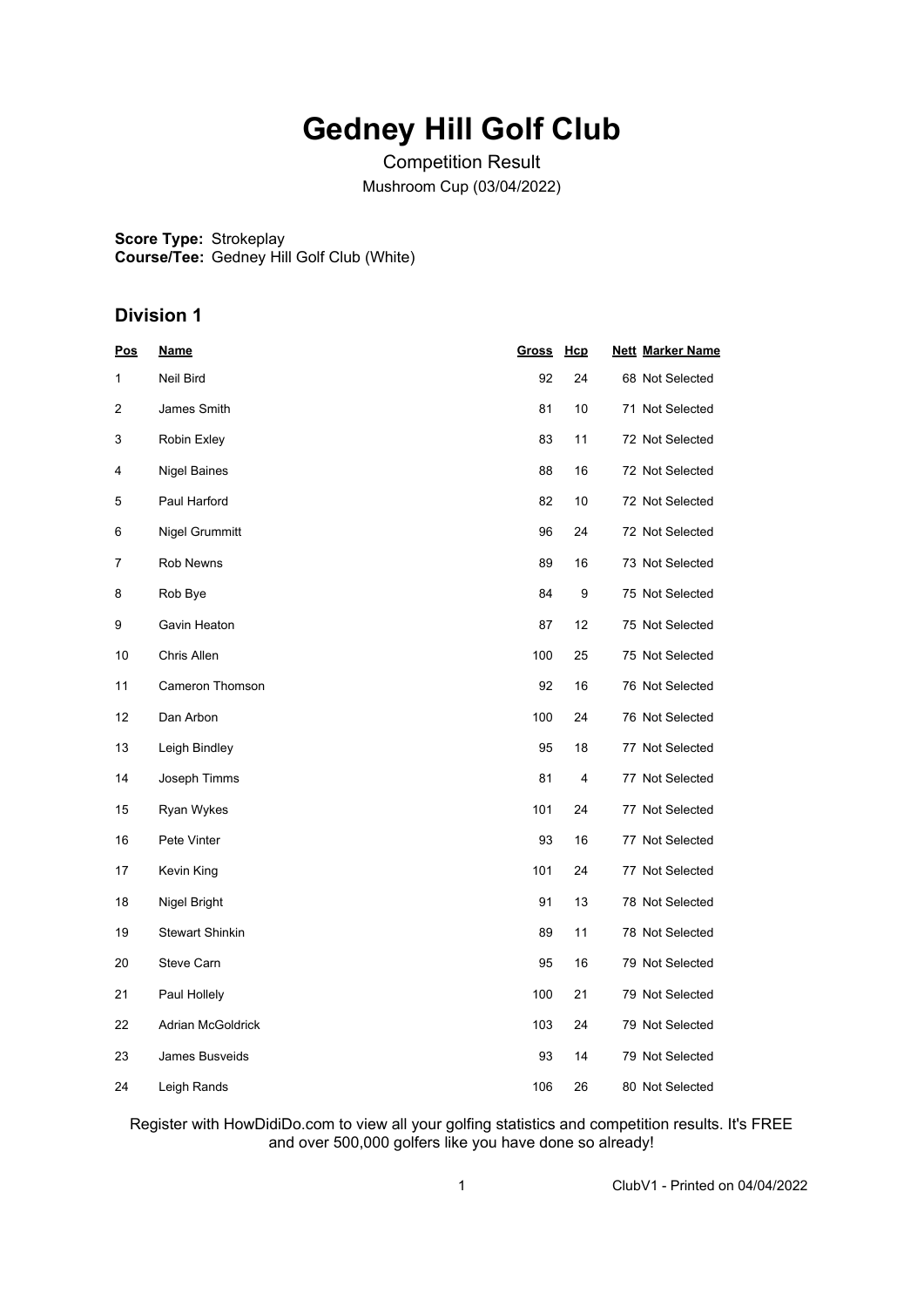# Gedney Hill Golf Club

Competition Result

Mushroom Cup (03/04/2022)

**Score Type:** Strokeplay
**Course/Tee:** Gedney Hill Golf Club (White)

## Division 1

| Pos | Name | Gross | Hcp | Nett | Marker Name |
|---|---|---|---|---|---|
| 1 | Neil Bird | 92 | 24 | 68 | Not Selected |
| 2 | James Smith | 81 | 10 | 71 | Not Selected |
| 3 | Robin Exley | 83 | 11 | 72 | Not Selected |
| 4 | Nigel Baines | 88 | 16 | 72 | Not Selected |
| 5 | Paul Harford | 82 | 10 | 72 | Not Selected |
| 6 | Nigel Grummitt | 96 | 24 | 72 | Not Selected |
| 7 | Rob Newns | 89 | 16 | 73 | Not Selected |
| 8 | Rob Bye | 84 | 9 | 75 | Not Selected |
| 9 | Gavin Heaton | 87 | 12 | 75 | Not Selected |
| 10 | Chris Allen | 100 | 25 | 75 | Not Selected |
| 11 | Cameron Thomson | 92 | 16 | 76 | Not Selected |
| 12 | Dan Arbon | 100 | 24 | 76 | Not Selected |
| 13 | Leigh Bindley | 95 | 18 | 77 | Not Selected |
| 14 | Joseph Timms | 81 | 4 | 77 | Not Selected |
| 15 | Ryan Wykes | 101 | 24 | 77 | Not Selected |
| 16 | Pete Vinter | 93 | 16 | 77 | Not Selected |
| 17 | Kevin King | 101 | 24 | 77 | Not Selected |
| 18 | Nigel Bright | 91 | 13 | 78 | Not Selected |
| 19 | Stewart Shinkin | 89 | 11 | 78 | Not Selected |
| 20 | Steve Carn | 95 | 16 | 79 | Not Selected |
| 21 | Paul Hollely | 100 | 21 | 79 | Not Selected |
| 22 | Adrian McGoldrick | 103 | 24 | 79 | Not Selected |
| 23 | James Busveids | 93 | 14 | 79 | Not Selected |
| 24 | Leigh Rands | 106 | 26 | 80 | Not Selected |

Register with HowDidiDo.com to view all your golfing statistics and competition results. It's FREE and over 500,000 golfers like you have done so already!

ClubV1 - Printed on 04/04/2022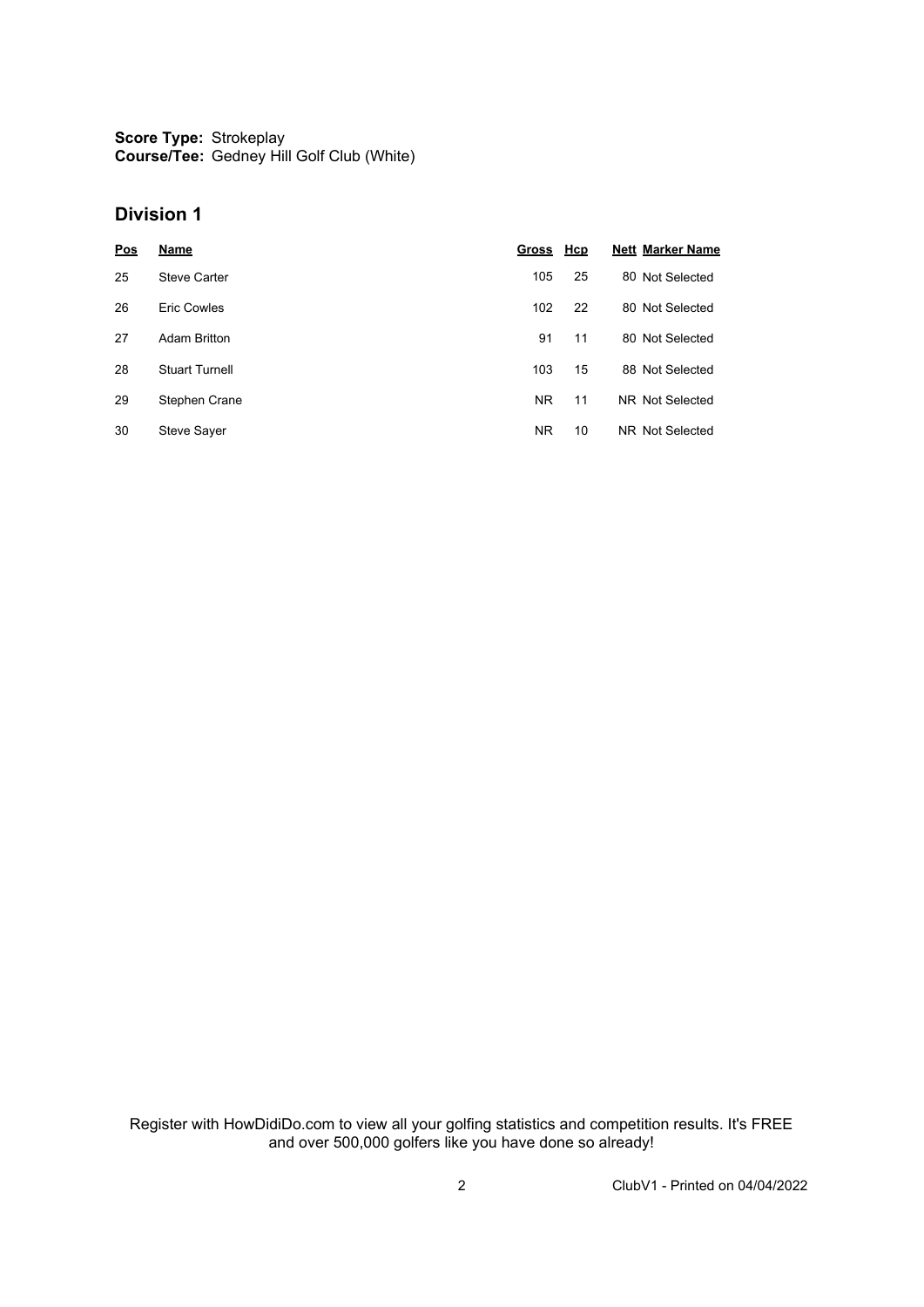**Score Type:** Strokeplay
**Course/Tee:** Gedney Hill Golf Club (White)

## Division 1

| Pos | Name | Gross | Hcp | Nett | Marker Name |
|---|---|---|---|---|---|
| 25 | Steve Carter | 105 | 25 | 80 | Not Selected |
| 26 | Eric Cowles | 102 | 22 | 80 | Not Selected |
| 27 | Adam Britton | 91 | 11 | 80 | Not Selected |
| 28 | Stuart Turnell | 103 | 15 | 88 | Not Selected |
| 29 | Stephen Crane | NR | 11 | NR | Not Selected |
| 30 | Steve Sayer | NR | 10 | NR | Not Selected |

Register with HowDidiDo.com to view all your golfing statistics and competition results. It's FREE and over 500,000 golfers like you have done so already!

ClubV1 - Printed on 04/04/2022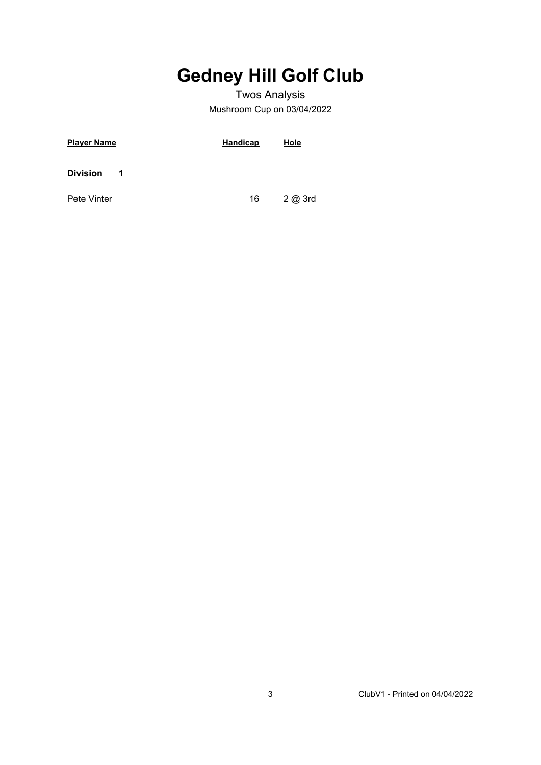# Gedney Hill Golf Club

Twos Analysis

Mushroom Cup on 03/04/2022

| Player Name | Handicap | Hole |
|---|---|---|
| **Division 1** | | |
| Pete Vinter | 16 | 2 @ 3rd |

ClubV1 - Printed on 04/04/2022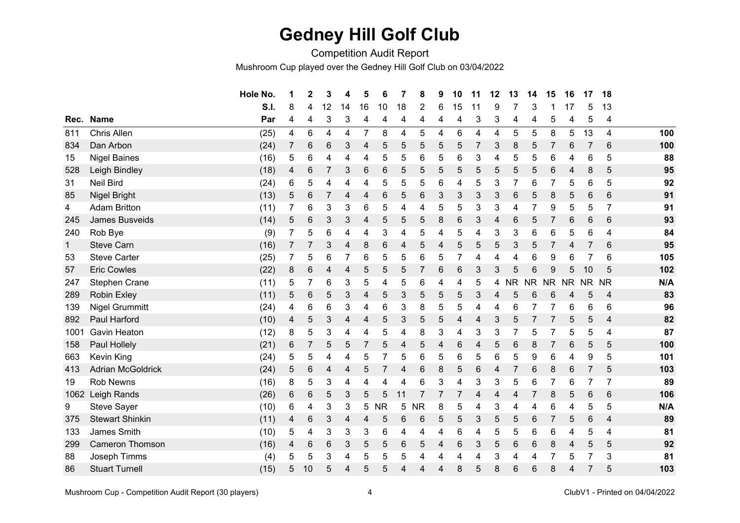# Gedney Hill Golf Club

Competition Audit Report

Mushroom Cup played over the Gedney Hill Golf Club on 03/04/2022

| Rec. | Name | Hole No. | 1 | 2 | 3 | 4 | 5 | 6 | 7 | 8 | 9 | 10 | 11 | 12 | 13 | 14 | 15 | 16 | 17 | 18 | |
|---|---|---|---|---|---|---|---|---|---|---|---|---|---|---|---|---|---|---|---|---|---|
| | | S.I. | 8 | 4 | 12 | 14 | 16 | 10 | 18 | 2 | 6 | 15 | 11 | 9 | 7 | 3 | 1 | 17 | 5 | 13 | |
| | | Par | 4 | 4 | 3 | 3 | 4 | 4 | 4 | 4 | 4 | 4 | 3 | 3 | 4 | 4 | 5 | 4 | 5 | 4 | |
| 811 | Chris Allen | (25) | 4 | 6 | 4 | 4 | 7 | 8 | 4 | 5 | 4 | 6 | 4 | 4 | 5 | 5 | 8 | 5 | 13 | 4 | 100 |
| 834 | Dan Arbon | (24) | 7 | 6 | 6 | 3 | 4 | 5 | 5 | 5 | 5 | 5 | 7 | 3 | 8 | 5 | 7 | 6 | 7 | 6 | 100 |
| 15 | Nigel Baines | (16) | 5 | 6 | 4 | 4 | 4 | 5 | 5 | 6 | 5 | 6 | 3 | 4 | 5 | 5 | 6 | 4 | 6 | 5 | 88 |
| 528 | Leigh Bindley | (18) | 4 | 6 | 7 | 3 | 6 | 6 | 5 | 5 | 5 | 5 | 5 | 5 | 5 | 5 | 6 | 4 | 8 | 5 | 95 |
| 31 | Neil Bird | (24) | 6 | 5 | 4 | 4 | 4 | 5 | 5 | 5 | 6 | 4 | 5 | 3 | 7 | 6 | 7 | 5 | 6 | 5 | 92 |
| 85 | Nigel Bright | (13) | 5 | 6 | 7 | 4 | 4 | 6 | 5 | 6 | 3 | 3 | 3 | 3 | 6 | 5 | 8 | 5 | 6 | 6 | 91 |
| 4 | Adam Britton | (11) | 7 | 6 | 3 | 3 | 6 | 5 | 4 | 4 | 5 | 5 | 3 | 3 | 4 | 7 | 9 | 5 | 5 | 7 | 91 |
| 245 | James Busveids | (14) | 5 | 6 | 3 | 3 | 4 | 5 | 5 | 5 | 8 | 6 | 3 | 4 | 6 | 5 | 7 | 6 | 6 | 6 | 93 |
| 240 | Rob Bye | (9) | 7 | 5 | 6 | 4 | 4 | 3 | 4 | 5 | 4 | 5 | 4 | 3 | 3 | 6 | 6 | 5 | 6 | 4 | 84 |
| 1 | Steve Carn | (16) | 7 | 7 | 3 | 4 | 8 | 6 | 4 | 5 | 4 | 5 | 5 | 5 | 3 | 5 | 7 | 4 | 7 | 6 | 95 |
| 53 | Steve Carter | (25) | 7 | 5 | 6 | 7 | 6 | 5 | 5 | 6 | 5 | 7 | 4 | 4 | 4 | 6 | 9 | 6 | 7 | 6 | 105 |
| 57 | Eric Cowles | (22) | 8 | 6 | 4 | 4 | 5 | 5 | 5 | 7 | 6 | 6 | 3 | 3 | 5 | 6 | 9 | 5 | 10 | 5 | 102 |
| 247 | Stephen Crane | (11) | 5 | 7 | 6 | 3 | 5 | 4 | 5 | 6 | 4 | 4 | 5 | 4 | NR | NR | NR | NR | NR | NR | N/A |
| 289 | Robin Exley | (11) | 5 | 6 | 5 | 3 | 4 | 5 | 3 | 5 | 5 | 5 | 3 | 4 | 5 | 6 | 6 | 4 | 5 | 4 | 83 |
| 139 | Nigel Grummitt | (24) | 4 | 6 | 6 | 3 | 4 | 6 | 3 | 8 | 5 | 5 | 4 | 4 | 6 | 7 | 7 | 6 | 6 | 6 | 96 |
| 892 | Paul Harford | (10) | 4 | 5 | 3 | 4 | 4 | 5 | 3 | 5 | 5 | 4 | 4 | 3 | 5 | 7 | 7 | 5 | 5 | 4 | 82 |
| 1001 | Gavin Heaton | (12) | 8 | 5 | 3 | 4 | 4 | 5 | 4 | 8 | 3 | 4 | 3 | 3 | 7 | 5 | 7 | 5 | 5 | 4 | 87 |
| 158 | Paul Hollely | (21) | 6 | 7 | 5 | 5 | 7 | 5 | 4 | 5 | 4 | 6 | 4 | 5 | 6 | 8 | 7 | 6 | 5 | 5 | 100 |
| 663 | Kevin King | (24) | 5 | 5 | 4 | 4 | 5 | 7 | 5 | 6 | 5 | 6 | 5 | 6 | 5 | 9 | 6 | 4 | 9 | 5 | 101 |
| 413 | Adrian McGoldrick | (24) | 5 | 6 | 4 | 4 | 5 | 7 | 4 | 6 | 8 | 5 | 6 | 4 | 7 | 6 | 8 | 6 | 7 | 5 | 103 |
| 19 | Rob Newns | (16) | 8 | 5 | 3 | 4 | 4 | 4 | 4 | 6 | 3 | 4 | 3 | 3 | 5 | 6 | 7 | 6 | 7 | 7 | 89 |
| 1062 | Leigh Rands | (26) | 6 | 6 | 5 | 3 | 5 | 5 | 11 | 7 | 7 | 7 | 4 | 4 | 4 | 7 | 8 | 5 | 6 | 6 | 106 |
| 9 | Steve Sayer | (10) | 6 | 4 | 3 | 3 | 5 | NR | 5 | NR | 8 | 5 | 4 | 3 | 4 | 4 | 6 | 4 | 5 | 5 | N/A |
| 375 | Stewart Shinkin | (11) | 4 | 6 | 3 | 4 | 4 | 5 | 6 | 6 | 5 | 5 | 3 | 5 | 5 | 6 | 7 | 5 | 6 | 4 | 89 |
| 133 | James Smith | (10) | 5 | 4 | 3 | 3 | 3 | 6 | 4 | 4 | 4 | 6 | 4 | 5 | 5 | 6 | 6 | 4 | 5 | 4 | 81 |
| 299 | Cameron Thomson | (16) | 4 | 6 | 6 | 3 | 5 | 5 | 6 | 5 | 4 | 6 | 3 | 5 | 6 | 6 | 8 | 4 | 5 | 5 | 92 |
| 88 | Joseph Timms | (4) | 5 | 5 | 3 | 4 | 5 | 5 | 5 | 4 | 4 | 4 | 4 | 3 | 4 | 4 | 7 | 5 | 7 | 3 | 81 |
| 86 | Stuart Turnell | (15) | 5 | 10 | 5 | 4 | 5 | 5 | 4 | 4 | 4 | 8 | 5 | 8 | 6 | 6 | 8 | 4 | 7 | 5 | 103 |

Mushroom Cup - Competition Audit Report (30 players)

ClubV1 - Printed on 04/04/2022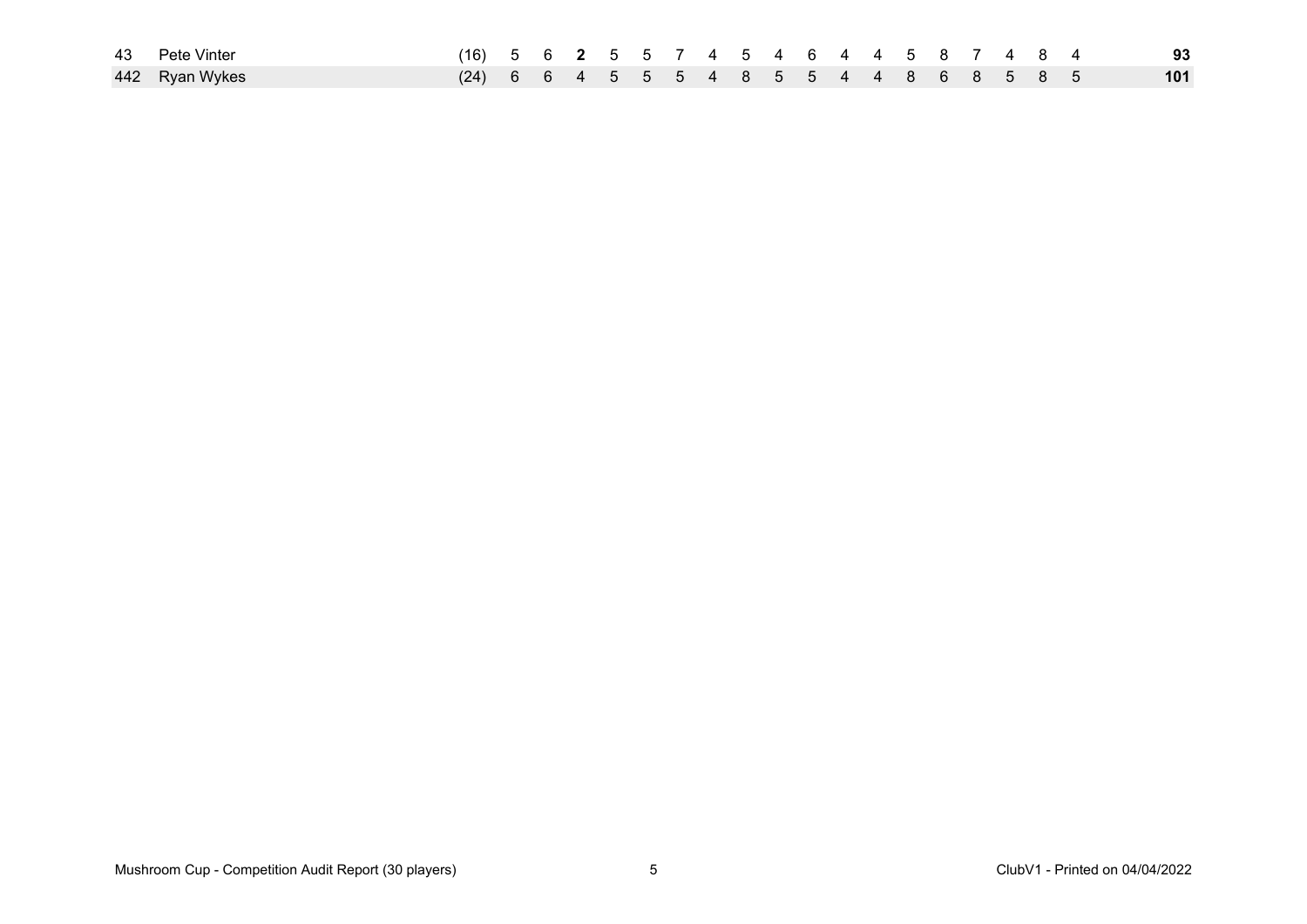| | | | | | | | | | | | | | | | | | | | | | |
|---|---|---|---|---|---|---|---|---|---|---|---|---|---|---|---|---|---|---|---|---|---|
| 43 | Pete Vinter | (16) | 5 | 6 | **2** | 5 | 5 | 7 | 4 | 5 | 4 | 6 | 4 | 4 | 5 | 8 | 7 | 4 | 8 | 4 | **93** |
| 442 | Ryan Wykes | (24) | 6 | 6 | 4 | 5 | 5 | 5 | 4 | 8 | 5 | 5 | 4 | 4 | 8 | 6 | 8 | 5 | 8 | 5 | **101** |

Mushroom Cup - Competition Audit Report (30 players)

ClubV1 - Printed on 04/04/2022